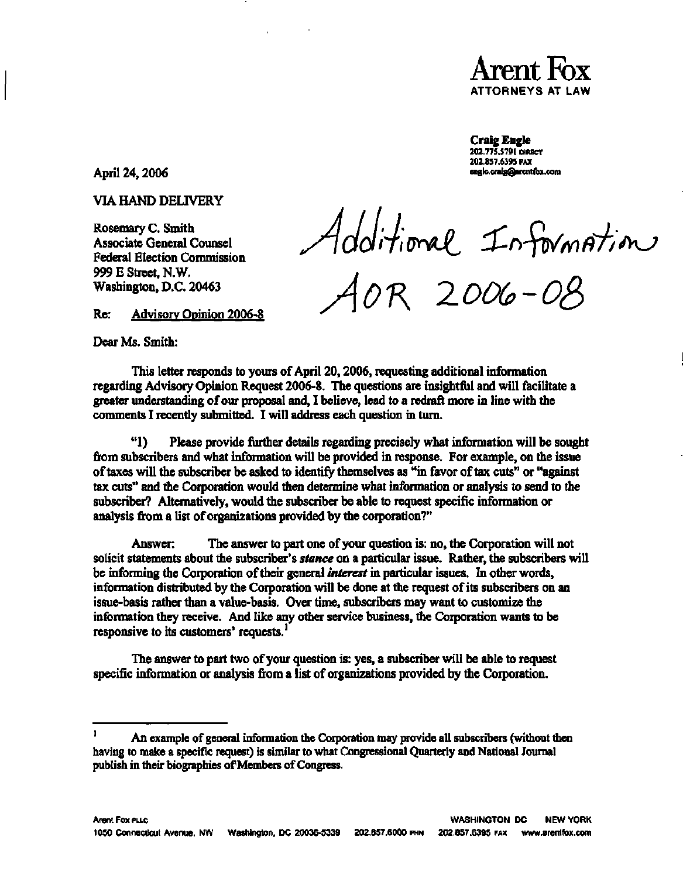**Arent Fox**
ATTORNEYS AT LAW

**Craig Engle**
202.775.5791 DIRECT
202.857.6395 FAX
engle.craig@arentfox.com

April 24, 2006

VIA HAND DELIVERY

Rosemary C. Smith
Associate General Counsel
Federal Election Commission
999 E Street, N.W.
Washington, D.C. 20463

Additional Information
AOR 2006-08

Re: Advisory Opinion 2006-8

Dear Ms. Smith:

This letter responds to yours of April 20, 2006, requesting additional information regarding Advisory Opinion Request 2006-8. The questions are insightful and will facilitate a greater understanding of our proposal and, I believe, lead to a redraft more in line with the comments I recently submitted. I will address each question in turn.

"1) Please provide further details regarding precisely what information will be sought from subscribers and what information will be provided in response. For example, on the issue of taxes will the subscriber be asked to identify themselves as "in favor of tax cuts" or "against tax cuts" and the Corporation would then determine what information or analysis to send to the subscriber? Alternatively, would the subscriber be able to request specific information or analysis from a list of organizations provided by the corporation?"

Answer: The answer to part one of your question is: no, the Corporation will not solicit statements about the subscriber's ***stance*** on a particular issue. Rather, the subscribers will be informing the Corporation of their general ***interest*** in particular issues. In other words, information distributed by the Corporation will be done at the request of its subscribers on an issue-basis rather than a value-basis. Over time, subscribers may want to customize the information they receive. And like any other service business, the Corporation wants to be responsive to its customers' requests.[1]

The answer to part two of your question is: yes, a subscriber will be able to request specific information or analysis from a list of organizations provided by the Corporation.

---

[1] An example of general information the Corporation may provide all subscribers (without then having to make a specific request) is similar to what Congressional Quarterly and National Journal publish in their biographies of Members of Congress.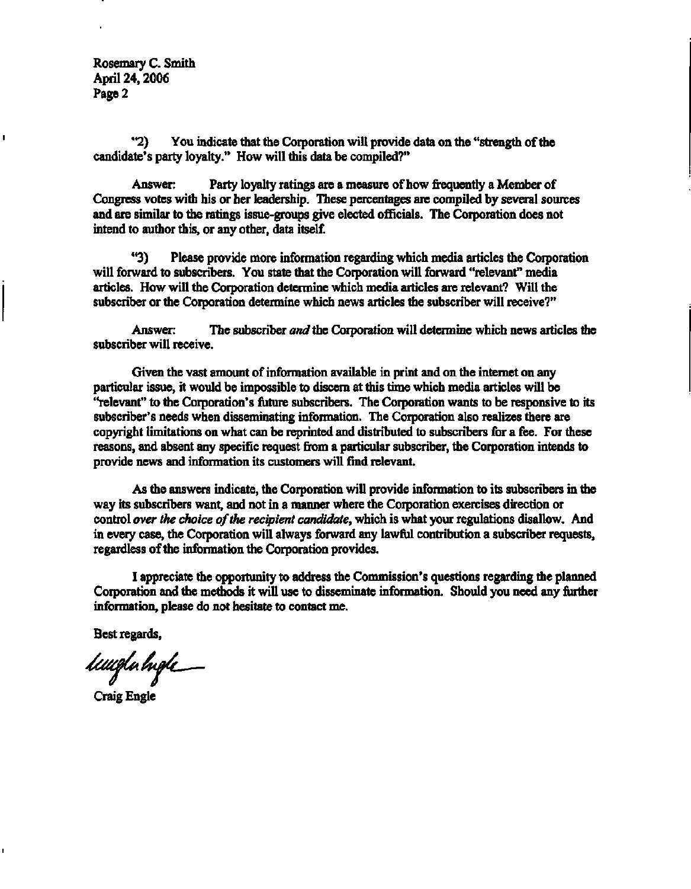"2) You indicate that the Corporation will provide data on the "strength of the candidate's party loyalty." How will this data be compiled?"

Answer: Party loyalty ratings are a measure of how frequently a Member of Congress votes with his or her leadership. These percentages are compiled by several sources and are similar to the ratings issue-groups give elected officials. The Corporation does not intend to author this, or any other, data itself.

"3) Please provide more information regarding which media articles the Corporation will forward to subscribers. You state that the Corporation will forward "relevant" media articles. How will the Corporation determine which media articles are relevant? Will the subscriber or the Corporation determine which news articles the subscriber will receive?"

Answer: The subscriber *and* the Corporation will determine which news articles the subscriber will receive.

Given the vast amount of information available in print and on the internet on any particular issue, it would be impossible to discern at this time which media articles will be "relevant" to the Corporation's future subscribers. The Corporation wants to be responsive to its subscriber's needs when disseminating information. The Corporation also realizes there are copyright limitations on what can be reprinted and distributed to subscribers for a fee. For these reasons, and absent any specific request from a particular subscriber, the Corporation intends to provide news and information its customers will find relevant.

As the answers indicate, the Corporation will provide information to its subscribers in the way its subscribers want, and not in a manner where the Corporation exercises direction or control *over the choice of the recipient candidate*, which is what your regulations disallow. And in every case, the Corporation will always forward any lawful contribution a subscriber requests, regardless of the information the Corporation provides.

I appreciate the opportunity to address the Commission's questions regarding the planned Corporation and the methods it will use to disseminate information. Should you need any further information, please do not hesitate to contact me.

Best regards,

Craig Engle